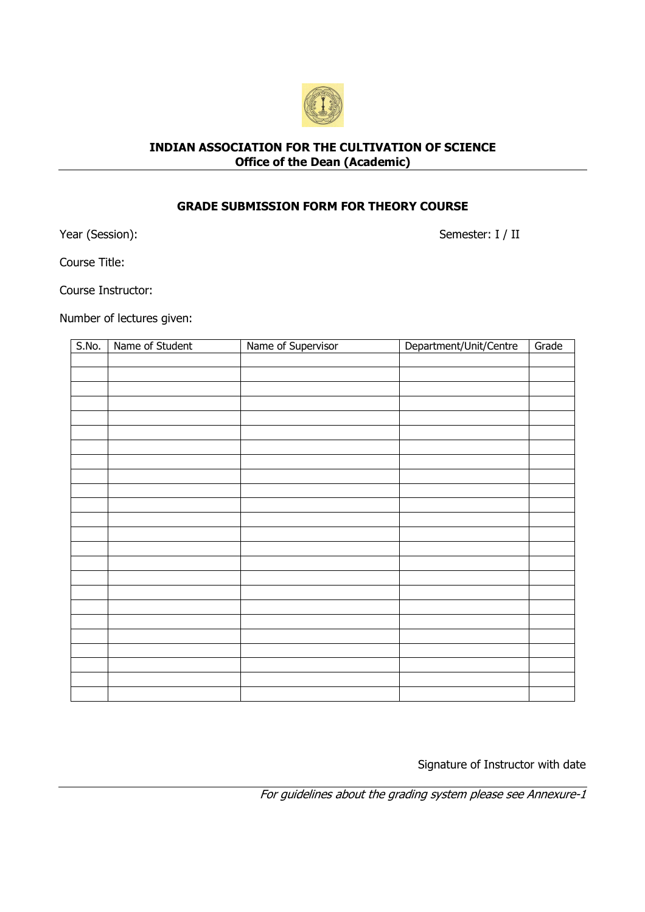**INDIAN ASSOCIATION FOR THE CULTIVATION OF SCIENCE**
**Office of the Dean (Academic)**

---

## GRADE SUBMISSION FORM FOR THEORY COURSE

Year (Session): Semester: I / II

Course Title:

Course Instructor:

Number of lectures given:

| S.No. | Name of Student | Name of Supervisor | Department/Unit/Centre | Grade |
|---|---|---|---|---|
| | | | | |
| | | | | |
| | | | | |
| | | | | |
| | | | | |
| | | | | |
| | | | | |
| | | | | |
| | | | | |
| | | | | |
| | | | | |
| | | | | |
| | | | | |
| | | | | |
| | | | | |
| | | | | |
| | | | | |
| | | | | |
| | | | | |
| | | | | |
| | | | | |
| | | | | |
| | | | | |
| | | | | |

Signature of Instructor with date

---

*For guidelines about the grading system please see Annexure-1*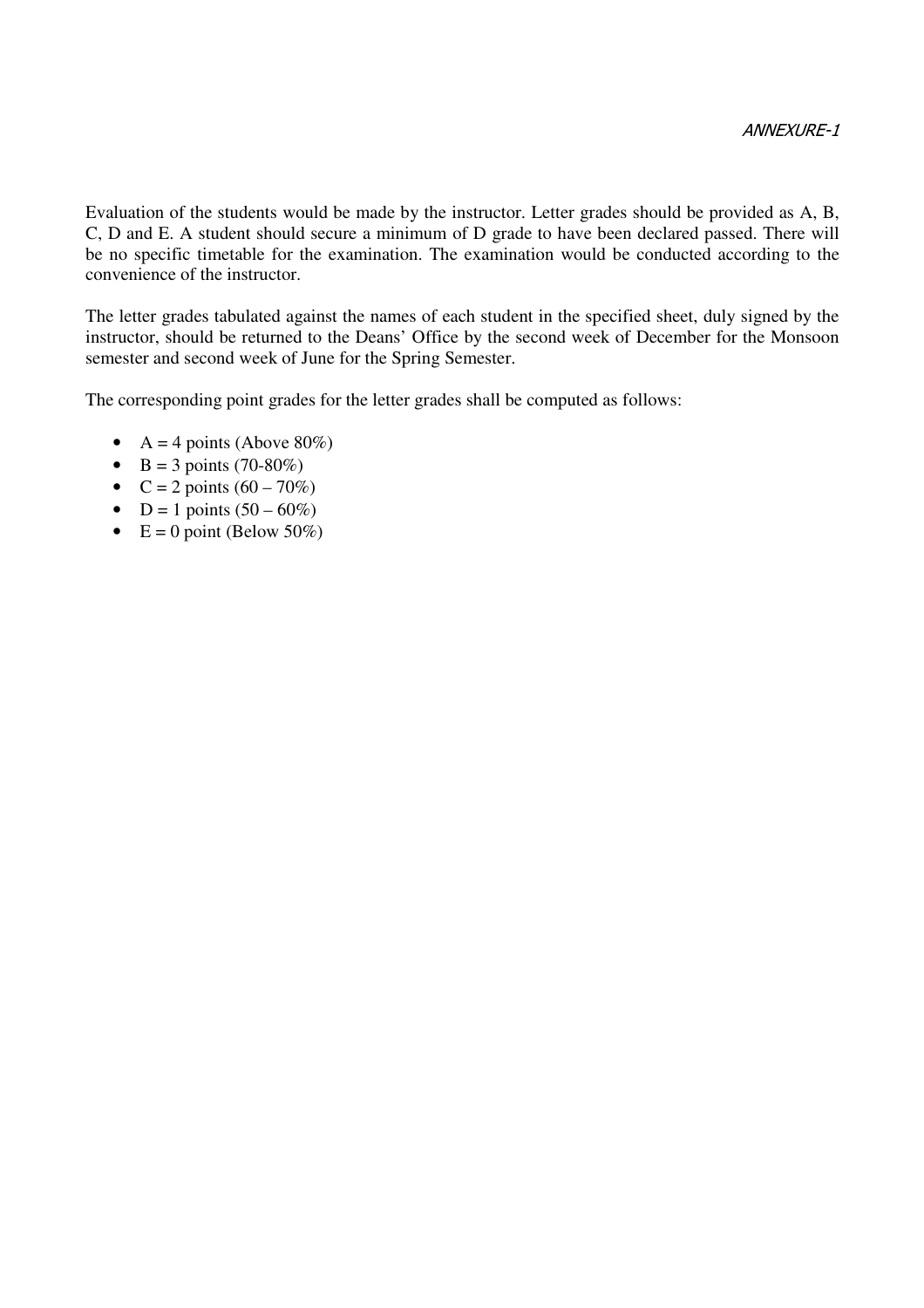*ANNEXURE-1*

Evaluation of the students would be made by the instructor. Letter grades should be provided as A, B, C, D and E. A student should secure a minimum of D grade to have been declared passed. There will be no specific timetable for the examination. The examination would be conducted according to the convenience of the instructor.

The letter grades tabulated against the names of each student in the specified sheet, duly signed by the instructor, should be returned to the Deans' Office by the second week of December for the Monsoon semester and second week of June for the Spring Semester.

The corresponding point grades for the letter grades shall be computed as follows:

- A = 4 points (Above 80%)
- B = 3 points (70-80%)
- C = 2 points (60 – 70%)
- D = 1 points (50 – 60%)
- E = 0 point (Below 50%)